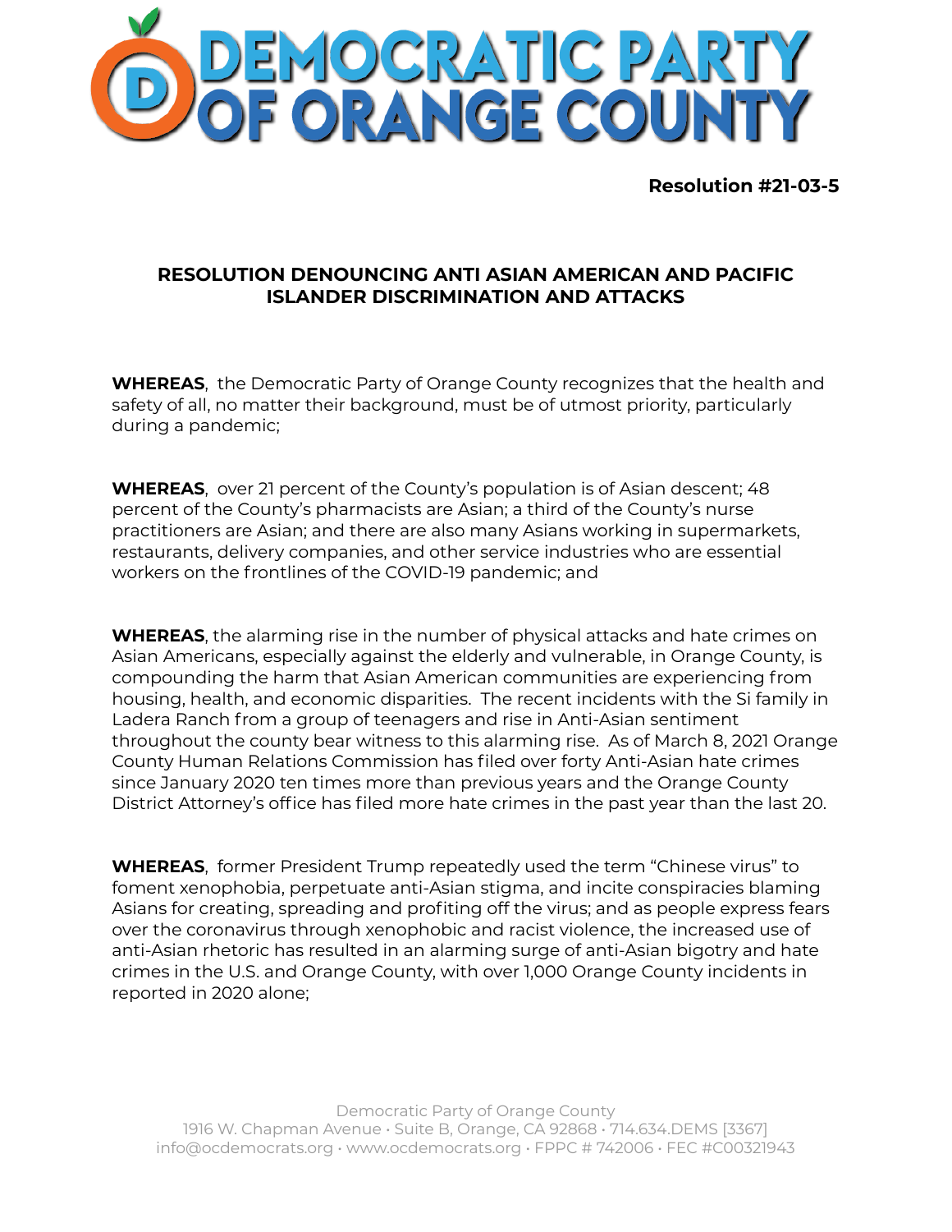# DEMOCRATIC PARTY OF ORANGE COUNTY

**Resolution #21-03-5**

## RESOLUTION DENOUNCING ANTI ASIAN AMERICAN AND PACIFIC ISLANDER DISCRIMINATION AND ATTACKS

**WHEREAS**, the Democratic Party of Orange County recognizes that the health and safety of all, no matter their background, must be of utmost priority, particularly during a pandemic;

**WHEREAS**, over 21 percent of the County's population is of Asian descent; 48 percent of the County's pharmacists are Asian; a third of the County's nurse practitioners are Asian; and there are also many Asians working in supermarkets, restaurants, delivery companies, and other service industries who are essential workers on the frontlines of the COVID-19 pandemic; and

**WHEREAS**, the alarming rise in the number of physical attacks and hate crimes on Asian Americans, especially against the elderly and vulnerable, in Orange County, is compounding the harm that Asian American communities are experiencing from housing, health, and economic disparities. The recent incidents with the Si family in Ladera Ranch from a group of teenagers and rise in Anti-Asian sentiment throughout the county bear witness to this alarming rise. As of March 8, 2021 Orange County Human Relations Commission has filed over forty Anti-Asian hate crimes since January 2020 ten times more than previous years and the Orange County District Attorney's office has filed more hate crimes in the past year than the last 20.

**WHEREAS**, former President Trump repeatedly used the term "Chinese virus" to foment xenophobia, perpetuate anti-Asian stigma, and incite conspiracies blaming Asians for creating, spreading and profiting off the virus; and as people express fears over the coronavirus through xenophobic and racist violence, the increased use of anti-Asian rhetoric has resulted in an alarming surge of anti-Asian bigotry and hate crimes in the U.S. and Orange County, with over 1,000 Orange County incidents in reported in 2020 alone;

Democratic Party of Orange County
1916 W. Chapman Avenue • Suite B, Orange, CA 92868 • 714.634.DEMS [3367]
info@ocdemocrats.org • www.ocdemocrats.org • FPPC # 742006 • FEC #C00321943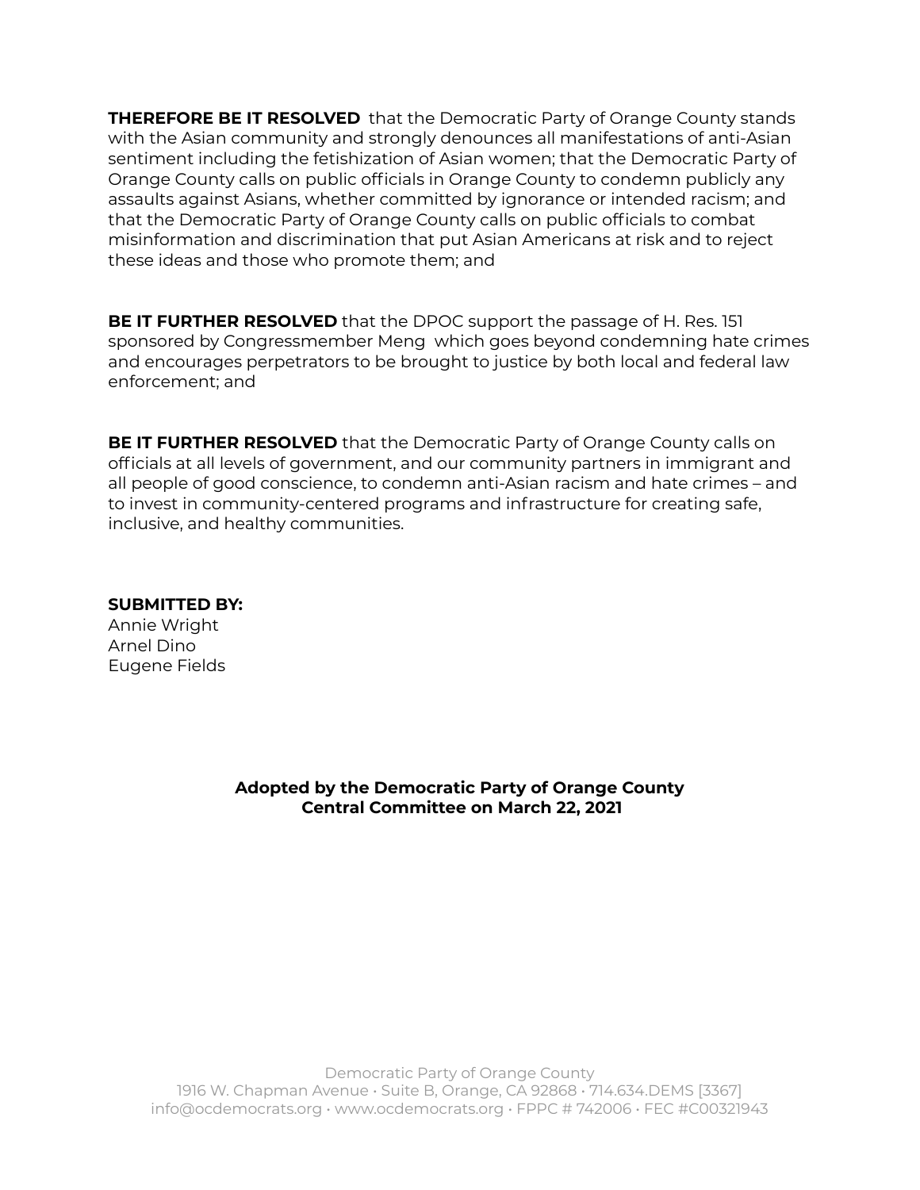**THEREFORE BE IT RESOLVED** that the Democratic Party of Orange County stands with the Asian community and strongly denounces all manifestations of anti-Asian sentiment including the fetishization of Asian women; that the Democratic Party of Orange County calls on public officials in Orange County to condemn publicly any assaults against Asians, whether committed by ignorance or intended racism; and that the Democratic Party of Orange County calls on public officials to combat misinformation and discrimination that put Asian Americans at risk and to reject these ideas and those who promote them; and

**BE IT FURTHER RESOLVED** that the DPOC support the passage of H. Res. 151 sponsored by Congressmember Meng which goes beyond condemning hate crimes and encourages perpetrators to be brought to justice by both local and federal law enforcement; and

**BE IT FURTHER RESOLVED** that the Democratic Party of Orange County calls on officials at all levels of government, and our community partners in immigrant and all people of good conscience, to condemn anti-Asian racism and hate crimes – and to invest in community-centered programs and infrastructure for creating safe, inclusive, and healthy communities.

**SUBMITTED BY:**
Annie Wright
Arnel Dino
Eugene Fields

**Adopted by the Democratic Party of Orange County Central Committee on March 22, 2021**